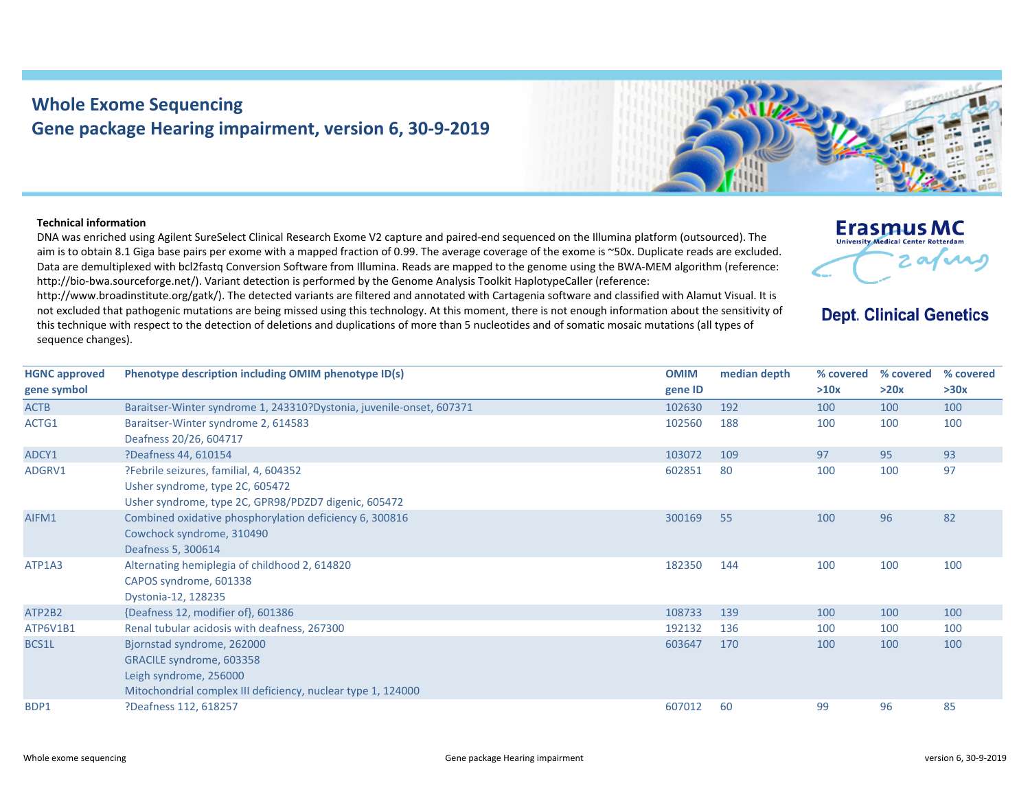# Whole Exome Sequencing

## Gene package Hearing impairment, version 6, 30-9-2019

Erasmus MC
University Medical Center Rotterdam

**Dept. Clinical Genetics**

**Technical information**

DNA was enriched using Agilent SureSelect Clinical Research Exome V2 capture and paired-end sequenced on the Illumina platform (outsourced). The aim is to obtain 8.1 Giga base pairs per exome with a mapped fraction of 0.99. The average coverage of the exome is ~50x. Duplicate reads are excluded. Data are demultiplexed with bcl2fastq Conversion Software from Illumina. Reads are mapped to the genome using the BWA-MEM algorithm (reference: http://bio-bwa.sourceforge.net/). Variant detection is performed by the Genome Analysis Toolkit HaplotypeCaller (reference: http://www.broadinstitute.org/gatk/). The detected variants are filtered and annotated with Cartagenia software and classified with Alamut Visual. It is not excluded that pathogenic mutations are being missed using this technology. At this moment, there is not enough information about the sensitivity of this technique with respect to the detection of deletions and duplications of more than 5 nucleotides and of somatic mosaic mutations (all types of sequence changes).

| HGNC approved gene symbol | Phenotype description including OMIM phenotype ID(s) | OMIM gene ID | median depth | % covered >10x | % covered >20x | % covered >30x |
|---|---|---|---|---|---|---|
| ACTB | Baraitser-Winter syndrome 1, 243310?Dystonia, juvenile-onset, 607371 | 102630 | 192 | 100 | 100 | 100 |
| ACTG1 | Baraitser-Winter syndrome 2, 614583<br>Deafness 20/26, 604717 | 102560 | 188 | 100 | 100 | 100 |
| ADCY1 | ?Deafness 44, 610154 | 103072 | 109 | 97 | 95 | 93 |
| ADGRV1 | ?Febrile seizures, familial, 4, 604352<br>Usher syndrome, type 2C, 605472<br>Usher syndrome, type 2C, GPR98/PDZD7 digenic, 605472 | 602851 | 80 | 100 | 100 | 97 |
| AIFM1 | Combined oxidative phosphorylation deficiency 6, 300816<br>Cowchock syndrome, 310490<br>Deafness 5, 300614 | 300169 | 55 | 100 | 96 | 82 |
| ATP1A3 | Alternating hemiplegia of childhood 2, 614820<br>CAPOS syndrome, 601338<br>Dystonia-12, 128235 | 182350 | 144 | 100 | 100 | 100 |
| ATP2B2 | {Deafness 12, modifier of}, 601386 | 108733 | 139 | 100 | 100 | 100 |
| ATP6V1B1 | Renal tubular acidosis with deafness, 267300 | 192132 | 136 | 100 | 100 | 100 |
| BCS1L | Bjornstad syndrome, 262000<br>GRACILE syndrome, 603358<br>Leigh syndrome, 256000<br>Mitochondrial complex III deficiency, nuclear type 1, 124000 | 603647 | 170 | 100 | 100 | 100 |
| BDP1 | ?Deafness 112, 618257 | 607012 | 60 | 99 | 96 | 85 |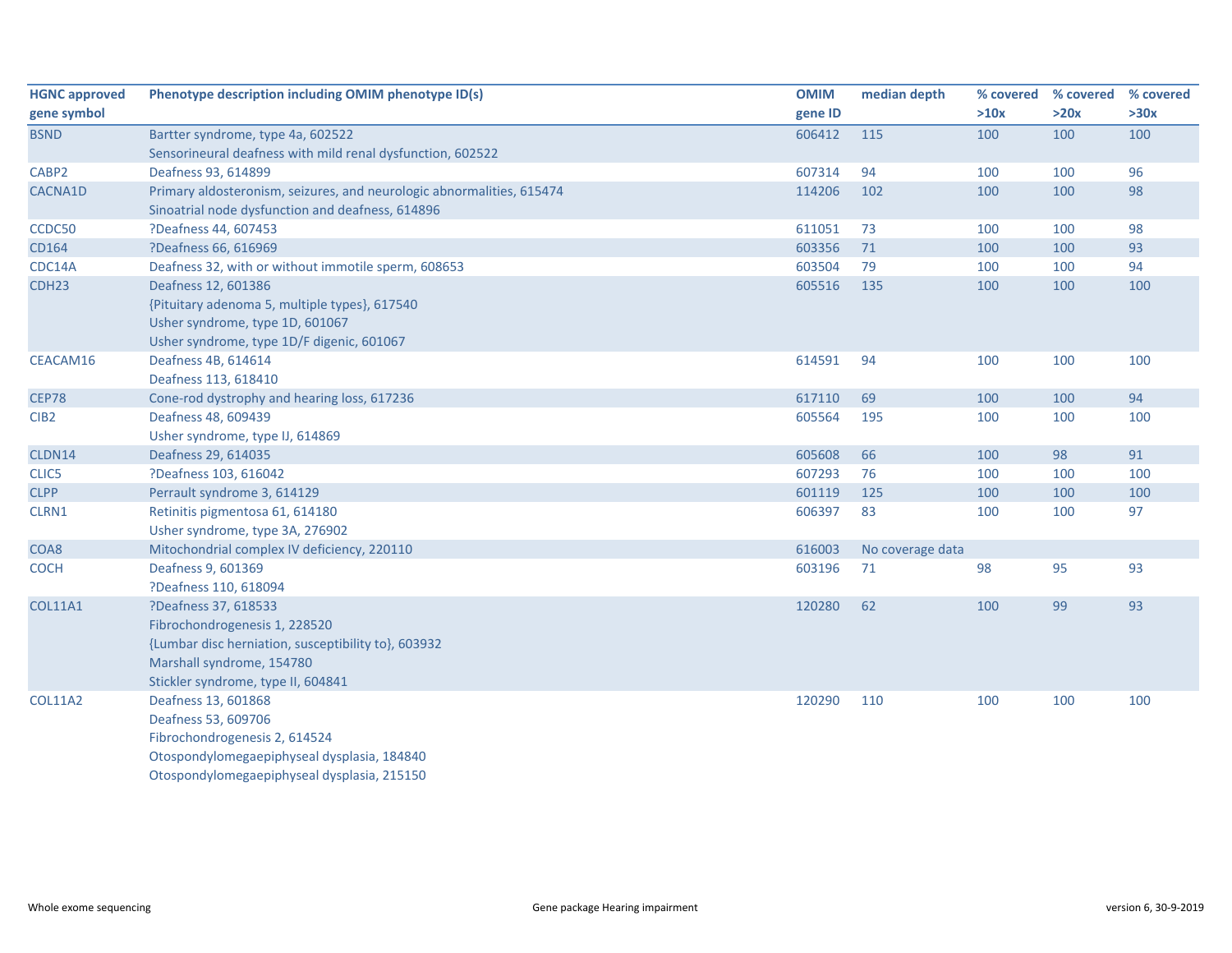| HGNC approved gene symbol | Phenotype description including OMIM phenotype ID(s) | OMIM gene ID | median depth | % covered >10x | % covered >20x | % covered >30x |
|---|---|---|---|---|---|---|
| BSND | Bartter syndrome, type 4a, 602522<br>Sensorineural deafness with mild renal dysfunction, 602522 | 606412 | 115 | 100 | 100 | 100 |
| CABP2 | Deafness 93, 614899 | 607314 | 94 | 100 | 100 | 96 |
| CACNA1D | Primary aldosteronism, seizures, and neurologic abnormalities, 615474<br>Sinoatrial node dysfunction and deafness, 614896 | 114206 | 102 | 100 | 100 | 98 |
| CCDC50 | ?Deafness 44, 607453 | 611051 | 73 | 100 | 100 | 98 |
| CD164 | ?Deafness 66, 616969 | 603356 | 71 | 100 | 100 | 93 |
| CDC14A | Deafness 32, with or without immotile sperm, 608653 | 603504 | 79 | 100 | 100 | 94 |
| CDH23 | Deafness 12, 601386<br>{Pituitary adenoma 5, multiple types}, 617540<br>Usher syndrome, type 1D, 601067<br>Usher syndrome, type 1D/F digenic, 601067 | 605516 | 135 | 100 | 100 | 100 |
| CEACAM16 | Deafness 4B, 614614<br>Deafness 113, 618410 | 614591 | 94 | 100 | 100 | 100 |
| CEP78 | Cone-rod dystrophy and hearing loss, 617236 | 617110 | 69 | 100 | 100 | 94 |
| CIB2 | Deafness 48, 609439<br>Usher syndrome, type IJ, 614869 | 605564 | 195 | 100 | 100 | 100 |
| CLDN14 | Deafness 29, 614035 | 605608 | 66 | 100 | 98 | 91 |
| CLIC5 | ?Deafness 103, 616042 | 607293 | 76 | 100 | 100 | 100 |
| CLPP | Perrault syndrome 3, 614129 | 601119 | 125 | 100 | 100 | 100 |
| CLRN1 | Retinitis pigmentosa 61, 614180<br>Usher syndrome, type 3A, 276902 | 606397 | 83 | 100 | 100 | 97 |
| COA8 | Mitochondrial complex IV deficiency, 220110 | 616003 | No coverage data | | | |
| COCH | Deafness 9, 601369<br>?Deafness 110, 618094 | 603196 | 71 | 98 | 95 | 93 |
| COL11A1 | ?Deafness 37, 618533<br>Fibrochondrogenesis 1, 228520<br>{Lumbar disc herniation, susceptibility to}, 603932<br>Marshall syndrome, 154780<br>Stickler syndrome, type II, 604841 | 120280 | 62 | 100 | 99 | 93 |
| COL11A2 | Deafness 13, 601868<br>Deafness 53, 609706<br>Fibrochondrogenesis 2, 614524<br>Otospondylomegaepiphyseal dysplasia, 184840<br>Otospondylomegaepiphyseal dysplasia, 215150 | 120290 | 110 | 100 | 100 | 100 |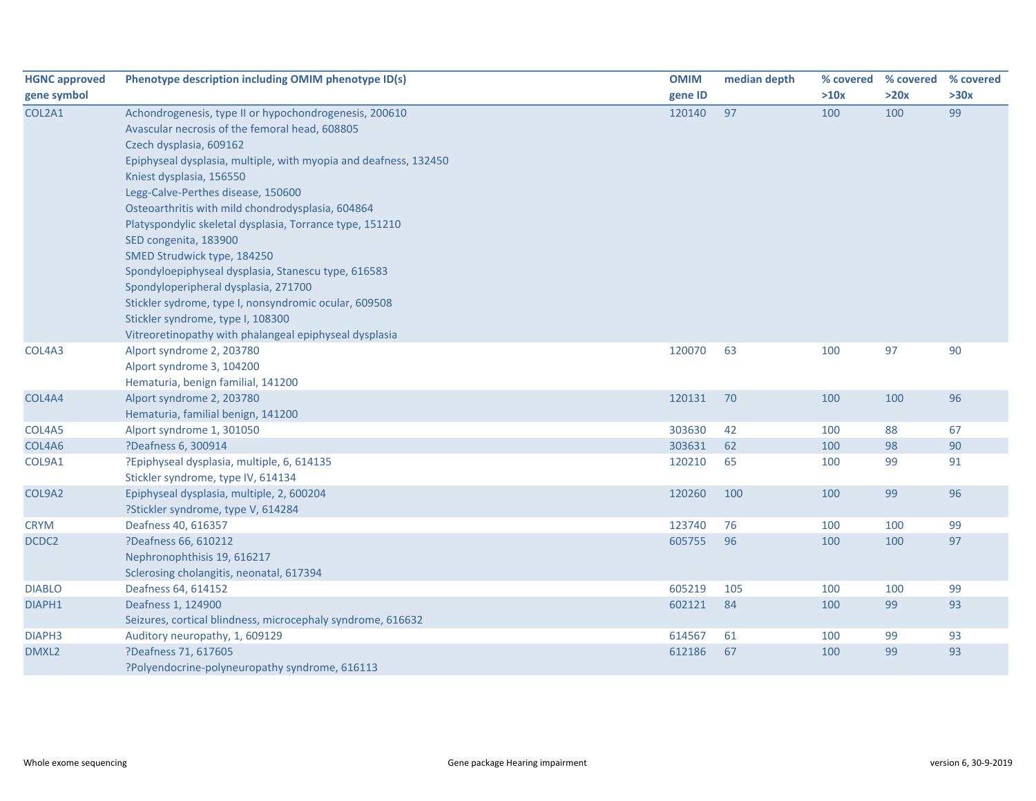| HGNC approved gene symbol | Phenotype description including OMIM phenotype ID(s) | OMIM gene ID | median depth | % covered >10x | % covered >20x | % covered >30x |
|---|---|---|---|---|---|---|
| COL2A1 | Achondrogenesis, type II or hypochondrogenesis, 200610<br>Avascular necrosis of the femoral head, 608805<br>Czech dysplasia, 609162<br>Epiphyseal dysplasia, multiple, with myopia and deafness, 132450<br>Kniest dysplasia, 156550<br>Legg-Calve-Perthes disease, 150600<br>Osteoarthritis with mild chondrodysplasia, 604864<br>Platyspondylic skeletal dysplasia, Torrance type, 151210<br>SED congenita, 183900<br>SMED Strudwick type, 184250<br>Spondyloepiphyseal dysplasia, Stanescu type, 616583<br>Spondyloperipheral dysplasia, 271700<br>Stickler sydrome, type I, nonsyndromic ocular, 609508<br>Stickler syndrome, type I, 108300<br>Vitreoretinopathy with phalangeal epiphyseal dysplasia | 120140 | 97 | 100 | 100 | 99 |
| COL4A3 | Alport syndrome 2, 203780<br>Alport syndrome 3, 104200<br>Hematuria, benign familial, 141200 | 120070 | 63 | 100 | 97 | 90 |
| COL4A4 | Alport syndrome 2, 203780<br>Hematuria, familial benign, 141200 | 120131 | 70 | 100 | 100 | 96 |
| COL4A5 | Alport syndrome 1, 301050 | 303630 | 42 | 100 | 88 | 67 |
| COL4A6 | ?Deafness 6, 300914 | 303631 | 62 | 100 | 98 | 90 |
| COL9A1 | ?Epiphyseal dysplasia, multiple, 6, 614135<br>Stickler syndrome, type IV, 614134 | 120210 | 65 | 100 | 99 | 91 |
| COL9A2 | Epiphyseal dysplasia, multiple, 2, 600204<br>?Stickler syndrome, type V, 614284 | 120260 | 100 | 100 | 99 | 96 |
| CRYM | Deafness 40, 616357 | 123740 | 76 | 100 | 100 | 99 |
| DCDC2 | ?Deafness 66, 610212<br>Nephronophthisis 19, 616217<br>Sclerosing cholangitis, neonatal, 617394 | 605755 | 96 | 100 | 100 | 97 |
| DIABLO | Deafness 64, 614152 | 605219 | 105 | 100 | 100 | 99 |
| DIAPH1 | Deafness 1, 124900<br>Seizures, cortical blindness, microcephaly syndrome, 616632 | 602121 | 84 | 100 | 99 | 93 |
| DIAPH3 | Auditory neuropathy, 1, 609129 | 614567 | 61 | 100 | 99 | 93 |
| DMXL2 | ?Deafness 71, 617605<br>?Polyendocrine-polyneuropathy syndrome, 616113 | 612186 | 67 | 100 | 99 | 93 |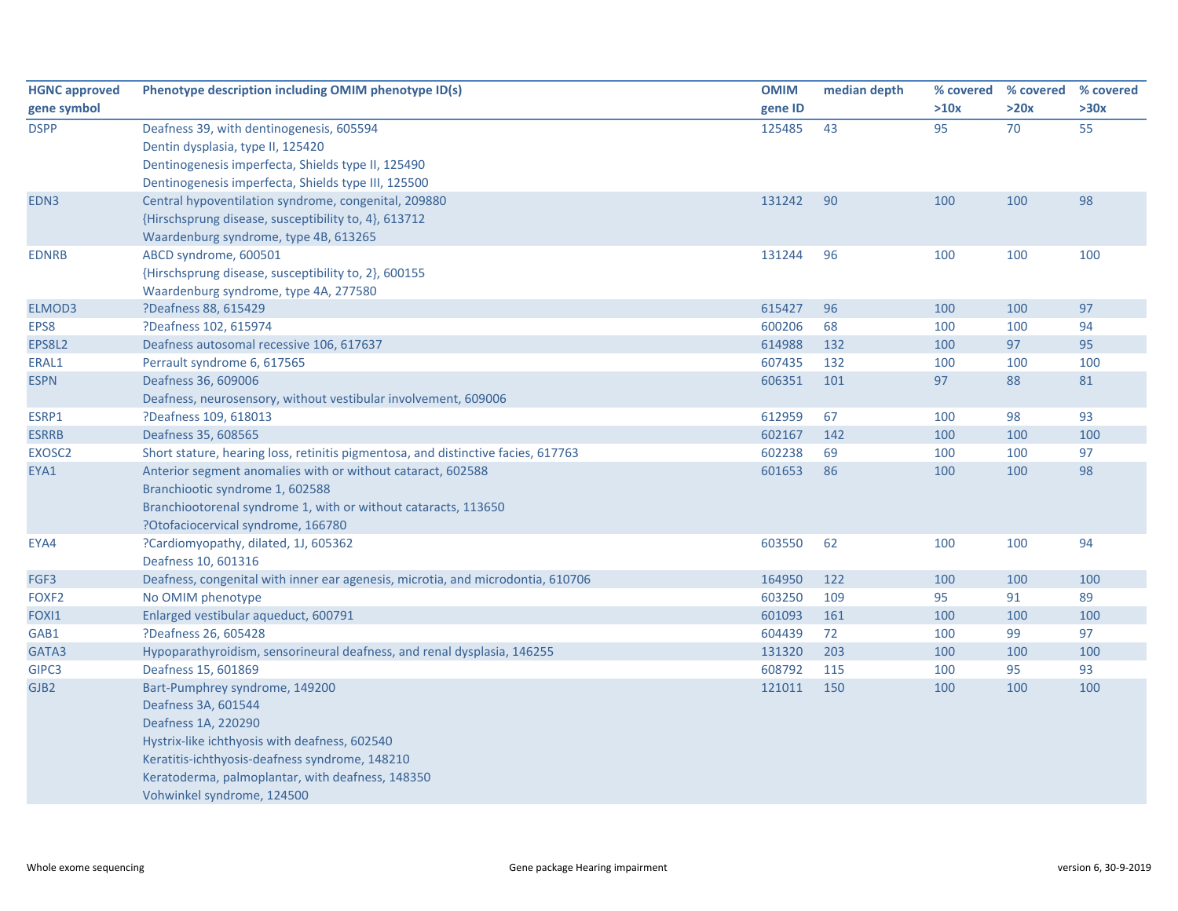| HGNC approved gene symbol | Phenotype description including OMIM phenotype ID(s) | OMIM gene ID | median depth | % covered >10x | % covered >20x | % covered >30x |
|---|---|---|---|---|---|---|
| DSPP | Deafness 39, with dentinogenesis, 605594<br>Dentin dysplasia, type II, 125420<br>Dentinogenesis imperfecta, Shields type II, 125490<br>Dentinogenesis imperfecta, Shields type III, 125500 | 125485 | 43 | 95 | 70 | 55 |
| EDN3 | Central hypoventilation syndrome, congenital, 209880<br>{Hirschsprung disease, susceptibility to, 4}, 613712<br>Waardenburg syndrome, type 4B, 613265 | 131242 | 90 | 100 | 100 | 98 |
| EDNRB | ABCD syndrome, 600501<br>{Hirschsprung disease, susceptibility to, 2}, 600155<br>Waardenburg syndrome, type 4A, 277580 | 131244 | 96 | 100 | 100 | 100 |
| ELMOD3 | ?Deafness 88, 615429 | 615427 | 96 | 100 | 100 | 97 |
| EPS8 | ?Deafness 102, 615974 | 600206 | 68 | 100 | 100 | 94 |
| EPS8L2 | Deafness autosomal recessive 106, 617637 | 614988 | 132 | 100 | 97 | 95 |
| ERAL1 | Perrault syndrome 6, 617565 | 607435 | 132 | 100 | 100 | 100 |
| ESPN | Deafness 36, 609006<br>Deafness, neurosensory, without vestibular involvement, 609006 | 606351 | 101 | 97 | 88 | 81 |
| ESRP1 | ?Deafness 109, 618013 | 612959 | 67 | 100 | 98 | 93 |
| ESRRB | Deafness 35, 608565 | 602167 | 142 | 100 | 100 | 100 |
| EXOSC2 | Short stature, hearing loss, retinitis pigmentosa, and distinctive facies, 617763 | 602238 | 69 | 100 | 100 | 97 |
| EYA1 | Anterior segment anomalies with or without cataract, 602588<br>Branchiootic syndrome 1, 602588<br>Branchiootorenal syndrome 1, with or without cataracts, 113650<br>?Otofaciocervical syndrome, 166780 | 601653 | 86 | 100 | 100 | 98 |
| EYA4 | ?Cardiomyopathy, dilated, 1J, 605362<br>Deafness 10, 601316 | 603550 | 62 | 100 | 100 | 94 |
| FGF3 | Deafness, congenital with inner ear agenesis, microtia, and microdontia, 610706 | 164950 | 122 | 100 | 100 | 100 |
| FOXF2 | No OMIM phenotype | 603250 | 109 | 95 | 91 | 89 |
| FOXI1 | Enlarged vestibular aqueduct, 600791 | 601093 | 161 | 100 | 100 | 100 |
| GAB1 | ?Deafness 26, 605428 | 604439 | 72 | 100 | 99 | 97 |
| GATA3 | Hypoparathyroidism, sensorineural deafness, and renal dysplasia, 146255 | 131320 | 203 | 100 | 100 | 100 |
| GIPC3 | Deafness 15, 601869 | 608792 | 115 | 100 | 95 | 93 |
| GJB2 | Bart-Pumphrey syndrome, 149200<br>Deafness 3A, 601544<br>Deafness 1A, 220290<br>Hystrix-like ichthyosis with deafness, 602540<br>Keratitis-ichthyosis-deafness syndrome, 148210<br>Keratoderma, palmoplantar, with deafness, 148350<br>Vohwinkel syndrome, 124500 | 121011 | 150 | 100 | 100 | 100 |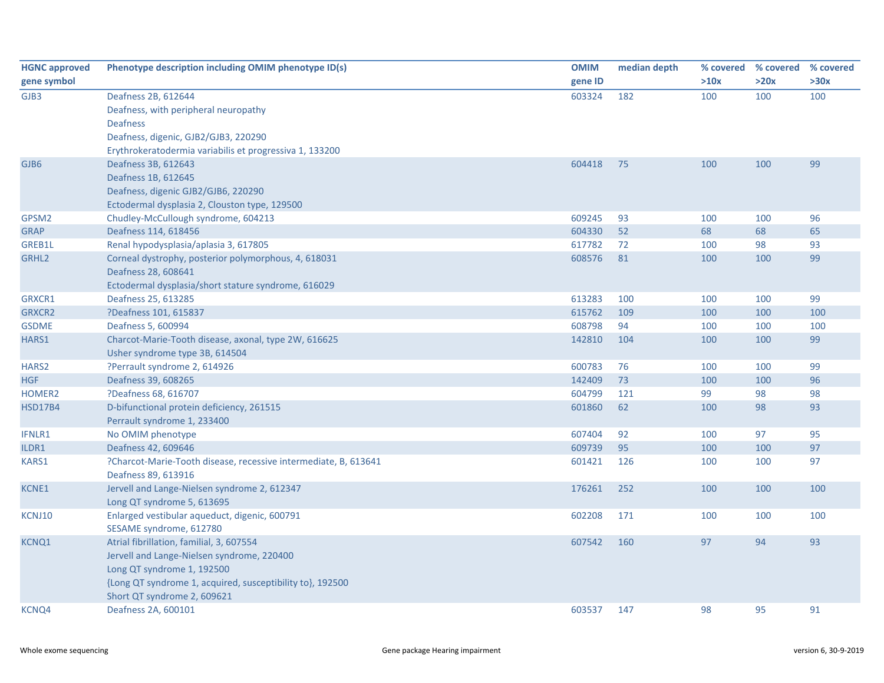| HGNC approved gene symbol | Phenotype description including OMIM phenotype ID(s) | OMIM gene ID | median depth | % covered >10x | % covered >20x | % covered >30x |
|---|---|---|---|---|---|---|
| GJB3 | Deafness 2B, 612644<br>Deafness, with peripheral neuropathy<br>Deafness<br>Deafness, digenic, GJB2/GJB3, 220290<br>Erythrokeratodermia variabilis et progressiva 1, 133200 | 603324 | 182 | 100 | 100 | 100 |
| GJB6 | Deafness 3B, 612643<br>Deafness 1B, 612645<br>Deafness, digenic GJB2/GJB6, 220290<br>Ectodermal dysplasia 2, Clouston type, 129500 | 604418 | 75 | 100 | 100 | 99 |
| GPSM2 | Chudley-McCullough syndrome, 604213 | 609245 | 93 | 100 | 100 | 96 |
| GRAP | Deafness 114, 618456 | 604330 | 52 | 68 | 68 | 65 |
| GREB1L | Renal hypodysplasia/aplasia 3, 617805 | 617782 | 72 | 100 | 98 | 93 |
| GRHL2 | Corneal dystrophy, posterior polymorphous, 4, 618031<br>Deafness 28, 608641<br>Ectodermal dysplasia/short stature syndrome, 616029 | 608576 | 81 | 100 | 100 | 99 |
| GRXCR1 | Deafness 25, 613285 | 613283 | 100 | 100 | 100 | 99 |
| GRXCR2 | ?Deafness 101, 615837 | 615762 | 109 | 100 | 100 | 100 |
| GSDME | Deafness 5, 600994 | 608798 | 94 | 100 | 100 | 100 |
| HARS1 | Charcot-Marie-Tooth disease, axonal, type 2W, 616625<br>Usher syndrome type 3B, 614504 | 142810 | 104 | 100 | 100 | 99 |
| HARS2 | ?Perrault syndrome 2, 614926 | 600783 | 76 | 100 | 100 | 99 |
| HGF | Deafness 39, 608265 | 142409 | 73 | 100 | 100 | 96 |
| HOMER2 | ?Deafness 68, 616707 | 604799 | 121 | 99 | 98 | 98 |
| HSD17B4 | D-bifunctional protein deficiency, 261515<br>Perrault syndrome 1, 233400 | 601860 | 62 | 100 | 98 | 93 |
| IFNLR1 | No OMIM phenotype | 607404 | 92 | 100 | 97 | 95 |
| ILDR1 | Deafness 42, 609646 | 609739 | 95 | 100 | 100 | 97 |
| KARS1 | ?Charcot-Marie-Tooth disease, recessive intermediate, B, 613641<br>Deafness 89, 613916 | 601421 | 126 | 100 | 100 | 97 |
| KCNE1 | Jervell and Lange-Nielsen syndrome 2, 612347<br>Long QT syndrome 5, 613695 | 176261 | 252 | 100 | 100 | 100 |
| KCNJ10 | Enlarged vestibular aqueduct, digenic, 600791<br>SESAME syndrome, 612780 | 602208 | 171 | 100 | 100 | 100 |
| KCNQ1 | Atrial fibrillation, familial, 3, 607554<br>Jervell and Lange-Nielsen syndrome, 220400<br>Long QT syndrome 1, 192500<br>{Long QT syndrome 1, acquired, susceptibility to}, 192500<br>Short QT syndrome 2, 609621 | 607542 | 160 | 97 | 94 | 93 |
| KCNQ4 | Deafness 2A, 600101 | 603537 | 147 | 98 | 95 | 91 |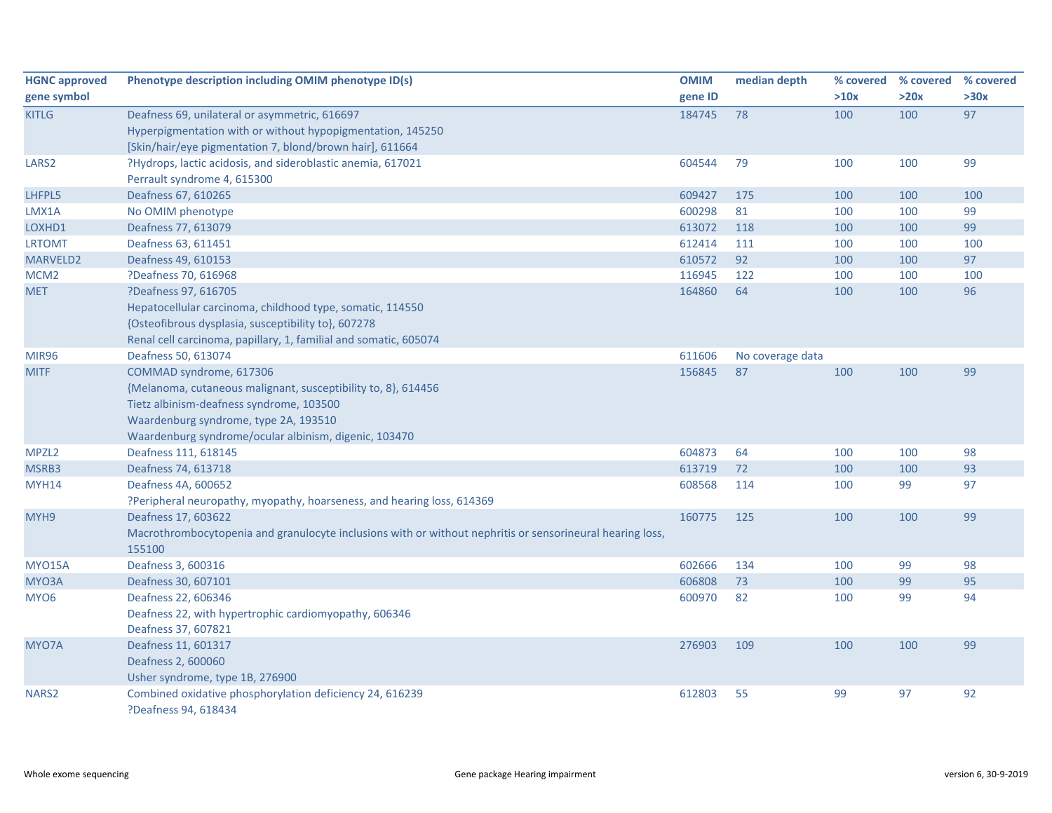| HGNC approved gene symbol | Phenotype description including OMIM phenotype ID(s) | OMIM gene ID | median depth | % covered >10x | % covered >20x | % covered >30x |
|---|---|---|---|---|---|---|
| KITLG | Deafness 69, unilateral or asymmetric, 616697<br>Hyperpigmentation with or without hypopigmentation, 145250<br>[Skin/hair/eye pigmentation 7, blond/brown hair], 611664 | 184745 | 78 | 100 | 100 | 97 |
| LARS2 | ?Hydrops, lactic acidosis, and sideroblastic anemia, 617021<br>Perrault syndrome 4, 615300 | 604544 | 79 | 100 | 100 | 99 |
| LHFPL5 | Deafness 67, 610265 | 609427 | 175 | 100 | 100 | 100 |
| LMX1A | No OMIM phenotype | 600298 | 81 | 100 | 100 | 99 |
| LOXHD1 | Deafness 77, 613079 | 613072 | 118 | 100 | 100 | 99 |
| LRTOMT | Deafness 63, 611451 | 612414 | 111 | 100 | 100 | 100 |
| MARVELD2 | Deafness 49, 610153 | 610572 | 92 | 100 | 100 | 97 |
| MCM2 | ?Deafness 70, 616968 | 116945 | 122 | 100 | 100 | 100 |
| MET | ?Deafness 97, 616705<br>Hepatocellular carcinoma, childhood type, somatic, 114550<br>{Osteofibrous dysplasia, susceptibility to}, 607278<br>Renal cell carcinoma, papillary, 1, familial and somatic, 605074 | 164860 | 64 | 100 | 100 | 96 |
| MIR96 | Deafness 50, 613074 | 611606 | No coverage data | | | |
| MITF | COMMAD syndrome, 617306<br>{Melanoma, cutaneous malignant, susceptibility to, 8}, 614456<br>Tietz albinism-deafness syndrome, 103500<br>Waardenburg syndrome, type 2A, 193510<br>Waardenburg syndrome/ocular albinism, digenic, 103470 | 156845 | 87 | 100 | 100 | 99 |
| MPZL2 | Deafness 111, 618145 | 604873 | 64 | 100 | 100 | 98 |
| MSRB3 | Deafness 74, 613718 | 613719 | 72 | 100 | 100 | 93 |
| MYH14 | Deafness 4A, 600652<br>?Peripheral neuropathy, myopathy, hoarseness, and hearing loss, 614369 | 608568 | 114 | 100 | 99 | 97 |
| MYH9 | Deafness 17, 603622<br>Macrothrombocytopenia and granulocyte inclusions with or without nephritis or sensorineural hearing loss, 155100 | 160775 | 125 | 100 | 100 | 99 |
| MYO15A | Deafness 3, 600316 | 602666 | 134 | 100 | 99 | 98 |
| MYO3A | Deafness 30, 607101 | 606808 | 73 | 100 | 99 | 95 |
| MYO6 | Deafness 22, 606346<br>Deafness 22, with hypertrophic cardiomyopathy, 606346<br>Deafness 37, 607821 | 600970 | 82 | 100 | 99 | 94 |
| MYO7A | Deafness 11, 601317<br>Deafness 2, 600060<br>Usher syndrome, type 1B, 276900 | 276903 | 109 | 100 | 100 | 99 |
| NARS2 | Combined oxidative phosphorylation deficiency 24, 616239<br>?Deafness 94, 618434 | 612803 | 55 | 99 | 97 | 92 |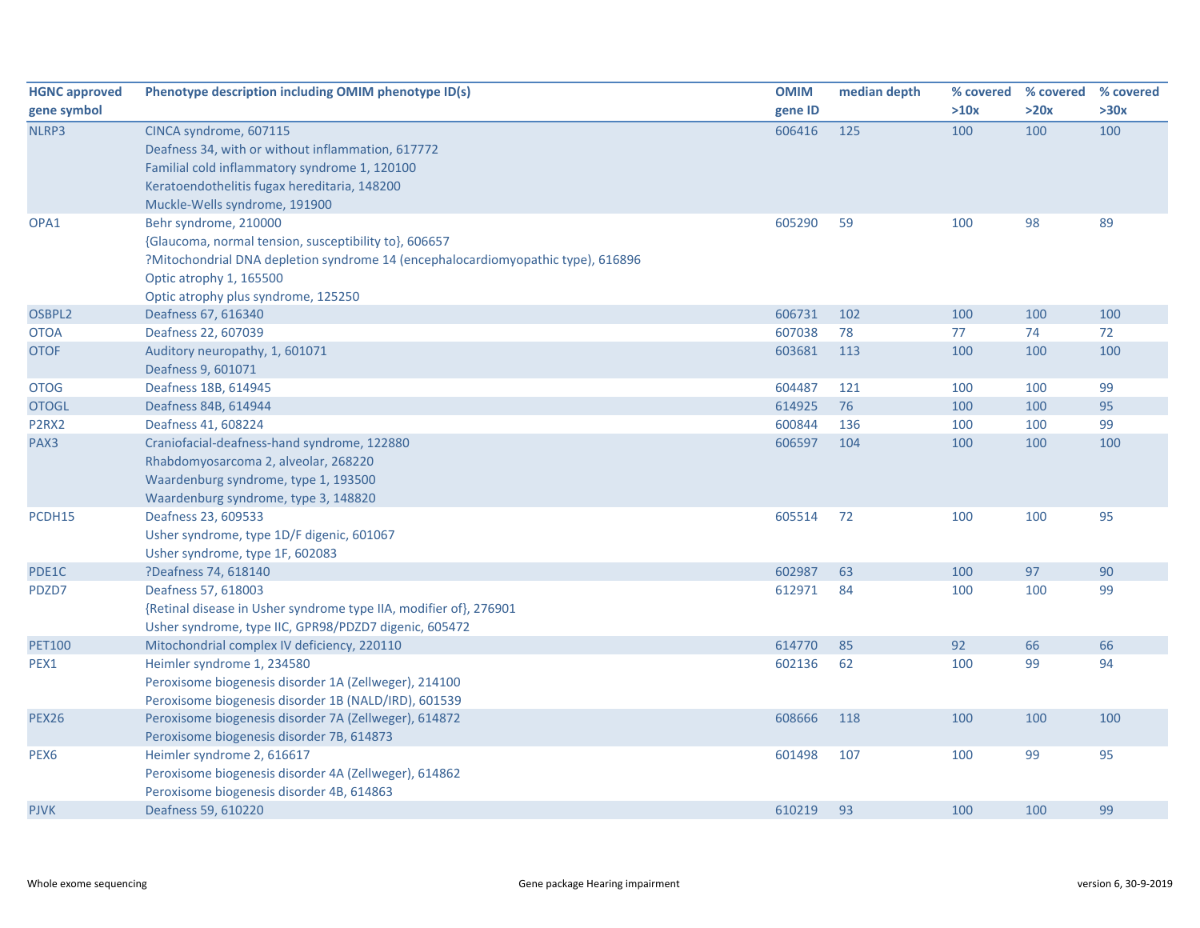| HGNC approved gene symbol | Phenotype description including OMIM phenotype ID(s) | OMIM gene ID | median depth | % covered >10x | % covered >20x | % covered >30x |
|---|---|---|---|---|---|---|
| NLRP3 | CINCA syndrome, 607115<br>Deafness 34, with or without inflammation, 617772<br>Familial cold inflammatory syndrome 1, 120100<br>Keratoendothelitis fugax hereditaria, 148200<br>Muckle-Wells syndrome, 191900 | 606416 | 125 | 100 | 100 | 100 |
| OPA1 | Behr syndrome, 210000<br>{Glaucoma, normal tension, susceptibility to}, 606657<br>?Mitochondrial DNA depletion syndrome 14 (encephalocardiomyopathic type), 616896<br>Optic atrophy 1, 165500<br>Optic atrophy plus syndrome, 125250 | 605290 | 59 | 100 | 98 | 89 |
| OSBPL2 | Deafness 67, 616340 | 606731 | 102 | 100 | 100 | 100 |
| OTOA | Deafness 22, 607039 | 607038 | 78 | 77 | 74 | 72 |
| OTOF | Auditory neuropathy, 1, 601071<br>Deafness 9, 601071 | 603681 | 113 | 100 | 100 | 100 |
| OTOG | Deafness 18B, 614945 | 604487 | 121 | 100 | 100 | 99 |
| OTOGL | Deafness 84B, 614944 | 614925 | 76 | 100 | 100 | 95 |
| P2RX2 | Deafness 41, 608224 | 600844 | 136 | 100 | 100 | 99 |
| PAX3 | Craniofacial-deafness-hand syndrome, 122880<br>Rhabdomyosarcoma 2, alveolar, 268220<br>Waardenburg syndrome, type 1, 193500<br>Waardenburg syndrome, type 3, 148820 | 606597 | 104 | 100 | 100 | 100 |
| PCDH15 | Deafness 23, 609533<br>Usher syndrome, type 1D/F digenic, 601067<br>Usher syndrome, type 1F, 602083 | 605514 | 72 | 100 | 100 | 95 |
| PDE1C | ?Deafness 74, 618140 | 602987 | 63 | 100 | 97 | 90 |
| PDZD7 | Deafness 57, 618003<br>{Retinal disease in Usher syndrome type IIA, modifier of}, 276901<br>Usher syndrome, type IIC, GPR98/PDZD7 digenic, 605472 | 612971 | 84 | 100 | 100 | 99 |
| PET100 | Mitochondrial complex IV deficiency, 220110 | 614770 | 85 | 92 | 66 | 66 |
| PEX1 | Heimler syndrome 1, 234580<br>Peroxisome biogenesis disorder 1A (Zellweger), 214100<br>Peroxisome biogenesis disorder 1B (NALD/IRD), 601539 | 602136 | 62 | 100 | 99 | 94 |
| PEX26 | Peroxisome biogenesis disorder 7A (Zellweger), 614872<br>Peroxisome biogenesis disorder 7B, 614873 | 608666 | 118 | 100 | 100 | 100 |
| PEX6 | Heimler syndrome 2, 616617<br>Peroxisome biogenesis disorder 4A (Zellweger), 614862<br>Peroxisome biogenesis disorder 4B, 614863 | 601498 | 107 | 100 | 99 | 95 |
| PJVK | Deafness 59, 610220 | 610219 | 93 | 100 | 100 | 99 |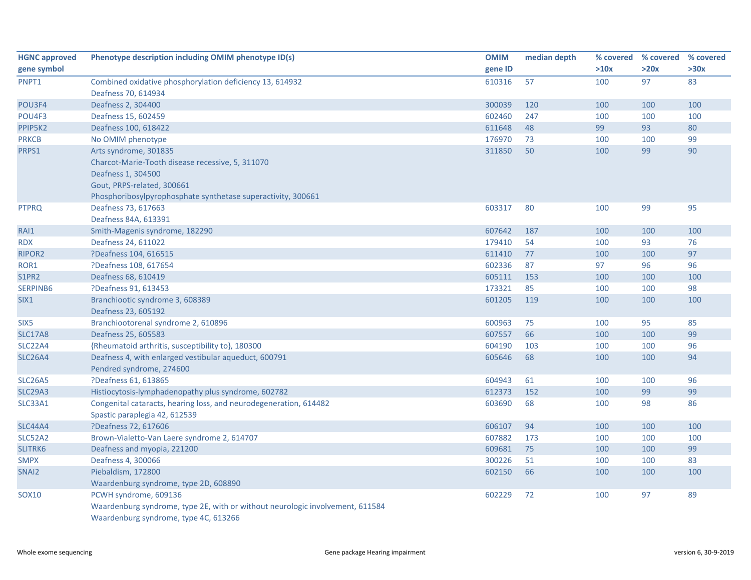| HGNC approved gene symbol | Phenotype description including OMIM phenotype ID(s) | OMIM gene ID | median depth | % covered >10x | % covered >20x | % covered >30x |
|---|---|---|---|---|---|---|
| PNPT1 | Combined oxidative phosphorylation deficiency 13, 614932<br>Deafness 70, 614934 | 610316 | 57 | 100 | 97 | 83 |
| POU3F4 | Deafness 2, 304400 | 300039 | 120 | 100 | 100 | 100 |
| POU4F3 | Deafness 15, 602459 | 602460 | 247 | 100 | 100 | 100 |
| PPIP5K2 | Deafness 100, 618422 | 611648 | 48 | 99 | 93 | 80 |
| PRKCB | No OMIM phenotype | 176970 | 73 | 100 | 100 | 99 |
| PRPS1 | Arts syndrome, 301835<br>Charcot-Marie-Tooth disease recessive, 5, 311070<br>Deafness 1, 304500<br>Gout, PRPS-related, 300661<br>Phosphoribosylpyrophosphate synthetase superactivity, 300661 | 311850 | 50 | 100 | 99 | 90 |
| PTPRQ | Deafness 73, 617663<br>Deafness 84A, 613391 | 603317 | 80 | 100 | 99 | 95 |
| RAI1 | Smith-Magenis syndrome, 182290 | 607642 | 187 | 100 | 100 | 100 |
| RDX | Deafness 24, 611022 | 179410 | 54 | 100 | 93 | 76 |
| RIPOR2 | ?Deafness 104, 616515 | 611410 | 77 | 100 | 100 | 97 |
| ROR1 | ?Deafness 108, 617654 | 602336 | 87 | 97 | 96 | 96 |
| S1PR2 | Deafness 68, 610419 | 605111 | 153 | 100 | 100 | 100 |
| SERPINB6 | ?Deafness 91, 613453 | 173321 | 85 | 100 | 100 | 98 |
| SIX1 | Branchiootic syndrome 3, 608389<br>Deafness 23, 605192 | 601205 | 119 | 100 | 100 | 100 |
| SIX5 | Branchiootorenal syndrome 2, 610896 | 600963 | 75 | 100 | 95 | 85 |
| SLC17A8 | Deafness 25, 605583 | 607557 | 66 | 100 | 100 | 99 |
| SLC22A4 | {Rheumatoid arthritis, susceptibility to}, 180300 | 604190 | 103 | 100 | 100 | 96 |
| SLC26A4 | Deafness 4, with enlarged vestibular aqueduct, 600791<br>Pendred syndrome, 274600 | 605646 | 68 | 100 | 100 | 94 |
| SLC26A5 | ?Deafness 61, 613865 | 604943 | 61 | 100 | 100 | 96 |
| SLC29A3 | Histiocytosis-lymphadenopathy plus syndrome, 602782 | 612373 | 152 | 100 | 99 | 99 |
| SLC33A1 | Congenital cataracts, hearing loss, and neurodegeneration, 614482<br>Spastic paraplegia 42, 612539 | 603690 | 68 | 100 | 98 | 86 |
| SLC44A4 | ?Deafness 72, 617606 | 606107 | 94 | 100 | 100 | 100 |
| SLC52A2 | Brown-Vialetto-Van Laere syndrome 2, 614707 | 607882 | 173 | 100 | 100 | 100 |
| SLITRK6 | Deafness and myopia, 221200 | 609681 | 75 | 100 | 100 | 99 |
| SMPX | Deafness 4, 300066 | 300226 | 51 | 100 | 100 | 83 |
| SNAI2 | Piebaldism, 172800<br>Waardenburg syndrome, type 2D, 608890 | 602150 | 66 | 100 | 100 | 100 |
| SOX10 | PCWH syndrome, 609136<br>Waardenburg syndrome, type 2E, with or without neurologic involvement, 611584<br>Waardenburg syndrome, type 4C, 613266 | 602229 | 72 | 100 | 97 | 89 |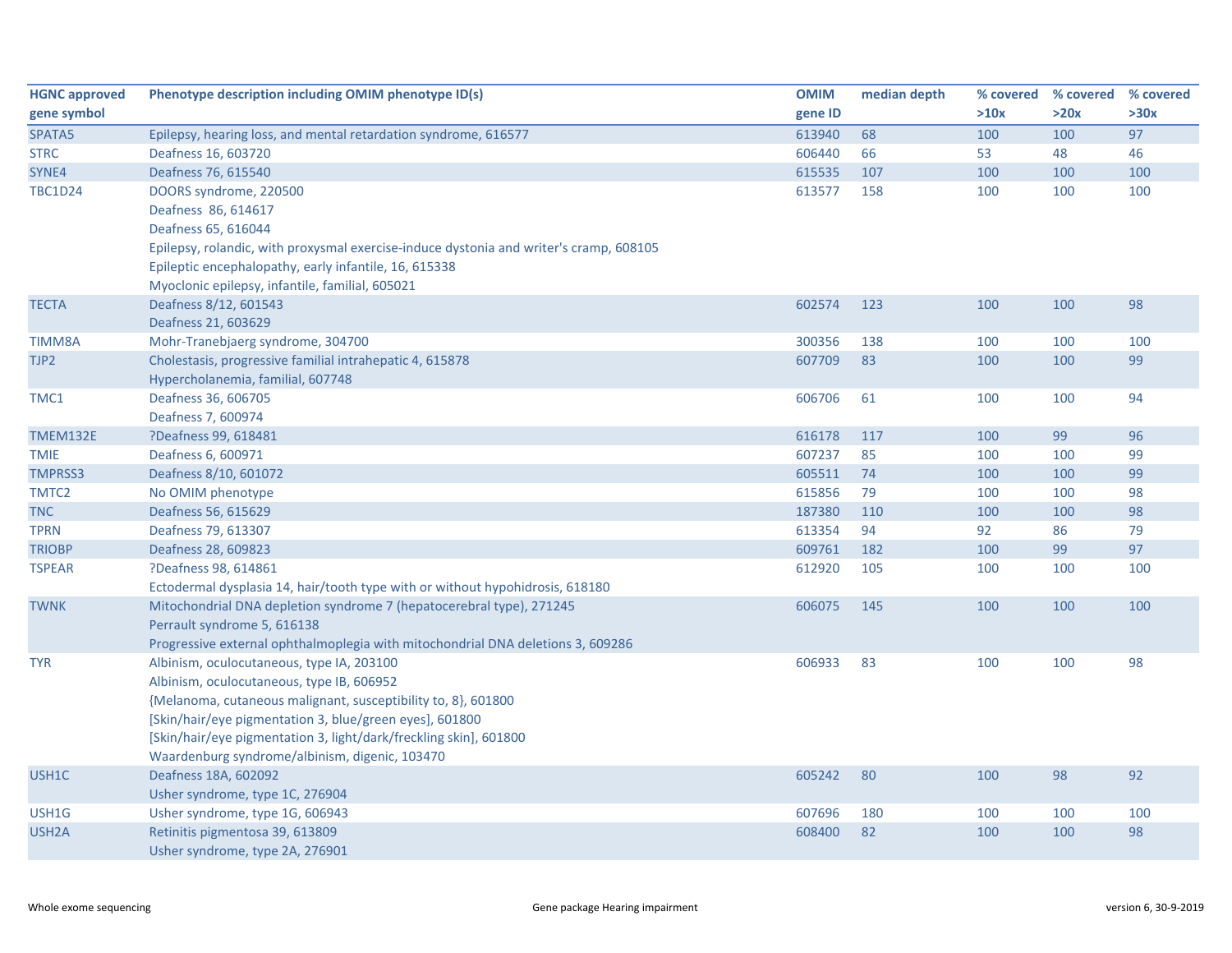| HGNC approved gene symbol | Phenotype description including OMIM phenotype ID(s) | OMIM gene ID | median depth | % covered >10x | % covered >20x | % covered >30x |
|---|---|---|---|---|---|---|
| SPATA5 | Epilepsy, hearing loss, and mental retardation syndrome, 616577 | 613940 | 68 | 100 | 100 | 97 |
| STRC | Deafness 16, 603720 | 606440 | 66 | 53 | 48 | 46 |
| SYNE4 | Deafness 76, 615540 | 615535 | 107 | 100 | 100 | 100 |
| TBC1D24 | DOORS syndrome, 220500<br>Deafness  86, 614617<br>Deafness 65, 616044<br>Epilepsy, rolandic, with proxysmal exercise-induce dystonia and writer's cramp, 608105<br>Epileptic encephalopathy, early infantile, 16, 615338<br>Myoclonic epilepsy, infantile, familial, 605021 | 613577 | 158 | 100 | 100 | 100 |
| TECTA | Deafness 8/12, 601543<br>Deafness 21, 603629 | 602574 | 123 | 100 | 100 | 98 |
| TIMM8A | Mohr-Tranebjaerg syndrome, 304700 | 300356 | 138 | 100 | 100 | 100 |
| TJP2 | Cholestasis, progressive familial intrahepatic 4, 615878<br>Hypercholanemia, familial, 607748 | 607709 | 83 | 100 | 100 | 99 |
| TMC1 | Deafness 36, 606705<br>Deafness 7, 600974 | 606706 | 61 | 100 | 100 | 94 |
| TMEM132E | ?Deafness 99, 618481 | 616178 | 117 | 100 | 99 | 96 |
| TMIE | Deafness 6, 600971 | 607237 | 85 | 100 | 100 | 99 |
| TMPRSS3 | Deafness 8/10, 601072 | 605511 | 74 | 100 | 100 | 99 |
| TMTC2 | No OMIM phenotype | 615856 | 79 | 100 | 100 | 98 |
| TNC | Deafness 56, 615629 | 187380 | 110 | 100 | 100 | 98 |
| TPRN | Deafness 79, 613307 | 613354 | 94 | 92 | 86 | 79 |
| TRIOBP | Deafness 28, 609823 | 609761 | 182 | 100 | 99 | 97 |
| TSPEAR | ?Deafness 98, 614861<br>Ectodermal dysplasia 14, hair/tooth type with or without hypohidrosis, 618180 | 612920 | 105 | 100 | 100 | 100 |
| TWNK | Mitochondrial DNA depletion syndrome 7 (hepatocerebral type), 271245<br>Perrault syndrome 5, 616138<br>Progressive external ophthalmoplegia with mitochondrial DNA deletions 3, 609286 | 606075 | 145 | 100 | 100 | 100 |
| TYR | Albinism, oculocutaneous, type IA, 203100<br>Albinism, oculocutaneous, type IB, 606952<br>{Melanoma, cutaneous malignant, susceptibility to, 8}, 601800<br>[Skin/hair/eye pigmentation 3, blue/green eyes], 601800<br>[Skin/hair/eye pigmentation 3, light/dark/freckling skin], 601800<br>Waardenburg syndrome/albinism, digenic, 103470 | 606933 | 83 | 100 | 100 | 98 |
| USH1C | Deafness 18A, 602092<br>Usher syndrome, type 1C, 276904 | 605242 | 80 | 100 | 98 | 92 |
| USH1G | Usher syndrome, type 1G, 606943 | 607696 | 180 | 100 | 100 | 100 |
| USH2A | Retinitis pigmentosa 39, 613809<br>Usher syndrome, type 2A, 276901 | 608400 | 82 | 100 | 100 | 98 |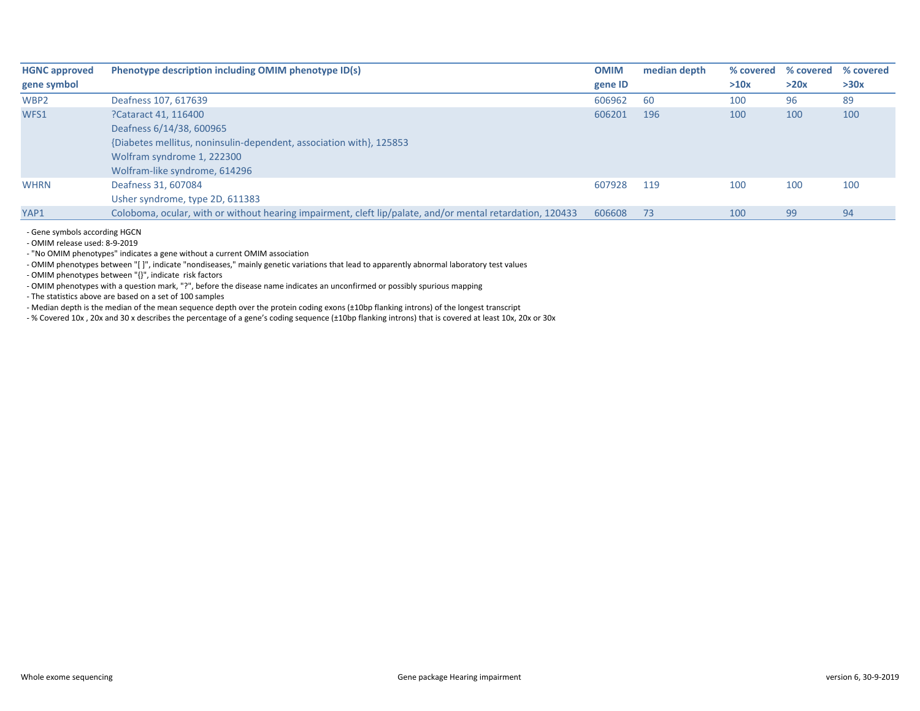| HGNC approved gene symbol | Phenotype description including OMIM phenotype ID(s) | OMIM gene ID | median depth | % covered >10x | % covered >20x | % covered >30x |
|---|---|---|---|---|---|---|
| WBP2 | Deafness 107, 617639 | 606962 | 60 | 100 | 96 | 89 |
| WFS1 | ?Cataract 41, 116400<br>Deafness 6/14/38, 600965<br>{Diabetes mellitus, noninsulin-dependent, association with}, 125853<br>Wolfram syndrome 1, 222300<br>Wolfram-like syndrome, 614296 | 606201 | 196 | 100 | 100 | 100 |
| WHRN | Deafness 31, 607084<br>Usher syndrome, type 2D, 611383 | 607928 | 119 | 100 | 100 | 100 |
| YAP1 | Coloboma, ocular, with or without hearing impairment, cleft lip/palate, and/or mental retardation, 120433 | 606608 | 73 | 100 | 99 | 94 |

- Gene symbols according HGCN
- OMIM release used: 8-9-2019
- "No OMIM phenotypes" indicates a gene without a current OMIM association
- OMIM phenotypes between "[ ]", indicate "nondiseases," mainly genetic variations that lead to apparently abnormal laboratory test values
- OMIM phenotypes between "{}", indicate risk factors
- OMIM phenotypes with a question mark, "?", before the disease name indicates an unconfirmed or possibly spurious mapping
- The statistics above are based on a set of 100 samples
- Median depth is the median of the mean sequence depth over the protein coding exons (±10bp flanking introns) of the longest transcript
- % Covered 10x , 20x and 30 x describes the percentage of a gene's coding sequence (±10bp flanking introns) that is covered at least 10x, 20x or 30x